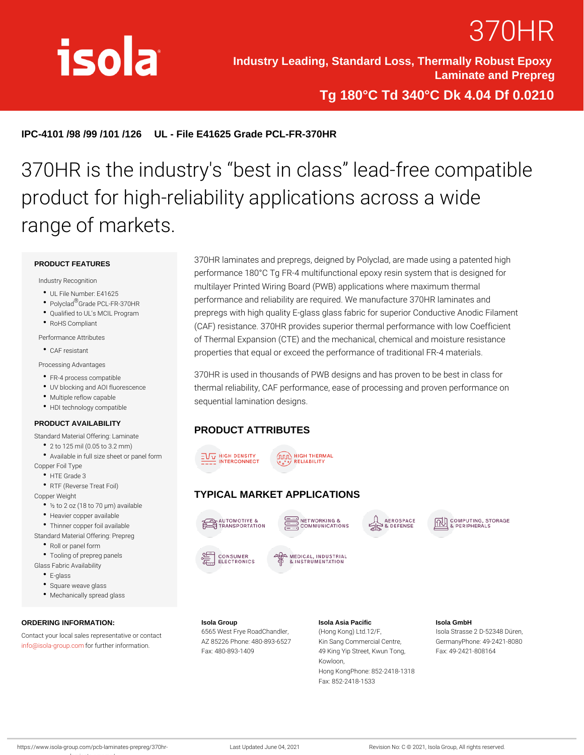# 370HR

**Industry Leading, Standard Loss, Thermally Robust Epoxy Laminate and Prepreg**

**Tg 180°C Td 340°C Dk 4.04 Df 0.0210**

**IPC-4101 /98 /99 /101 /126 UL - File E41625 Grade PCL-FR-370HR**

## 370HR is the industry's "best in class" lead-free compatible product for high-reliability applications across a wide range of markets.

370HR laminates and prepregs, deigned by Polyclad, are made using a patented high performance 180°C Tg FR-4 multifunctional epoxy resin system that is designed for multilayer Printed Wiring Board (PWB) applications where maximum thermal performance and reliability are required. We manufacture 370HR laminates and prepregs with high quality E-glass glass fabric for superior Conductive Anodic Filament (CAF) resistance. 370HR provides superior thermal performance with low Coefficient of Thermal Expansion (CTE) and the mechanical, chemical and moisture resistance properties that equal or exceed the performance of traditional FR-4 materials.

370HR is used in thousands of PWB designs and has proven to be best in class for thermal reliability, CAF performance, ease of processing and proven performance on sequential lamination designs.

### PRODUCT FEATURES

Industry Recognition

- UL File Number: E41625
- Polyclad® Grade PCL-FR-370HR
- Qualified to UL's MCIL Program
- RoHS Compliant

Performance Attributes

- CAF resistant

Processing Advantages

- FR-4 process compatible
- UV blocking and AOI fluorescence
- Multiple reflow capable
- HDI technology compatible

### PRODUCT AVAILABILITY

Standard Material Offering: Laminate

- 2 to 125 mil (0.05 to 3.2 mm)
- Available in full size sheet or panel form

Copper Foil Type

- HTE Grade 3
- RTF (Reverse Treat Foil)

Copper Weight

- ½ to 2 oz (18 to 70 µm) available
- Heavier copper available
- Thinner copper foil available

Standard Material Offering: Prepreg

- Roll or panel form
- Tooling of prepreg panels

Glass Fabric Availability

- E-glass
- Square weave glass
- Mechanically spread glass

### PRODUCT ATTRIBUTES

- HIGH DENSITY INTERCONNECT
- HIGH THERMAL RELIABILITY

### TYPICAL MARKET APPLICATIONS

- AUTOMOTIVE & TRANSPORTATION
- NETWORKING & COMMUNICATIONS
- AEROSPACE & DEFENSE
- COMPUTING, STORAGE & PERIPHERALS
- CONSUMER ELECTRONICS
- MEDICAL, INDUSTRIAL & INSTRUMENTATION

### ORDERING INFORMATION:

Contact your local sales representative or contact info@isola-group.com for further information.

**Isola Group**
6565 West Frye RoadChandler, AZ 85226 Phone: 480-893-6527
Fax: 480-893-1409

**Isola Asia Pacific**
(Hong Kong) Ltd.12/F, Kin Sang Commercial Centre, 49 King Yip Street, Kwun Tong, Kowloon, Hong KongPhone: 852-2418-1318
Fax: 852-2418-1533

**Isola GmbH**
Isola Strasse 2 D-52348 Düren, GermanyPhone: 49-2421-8080
Fax: 49-2421-808164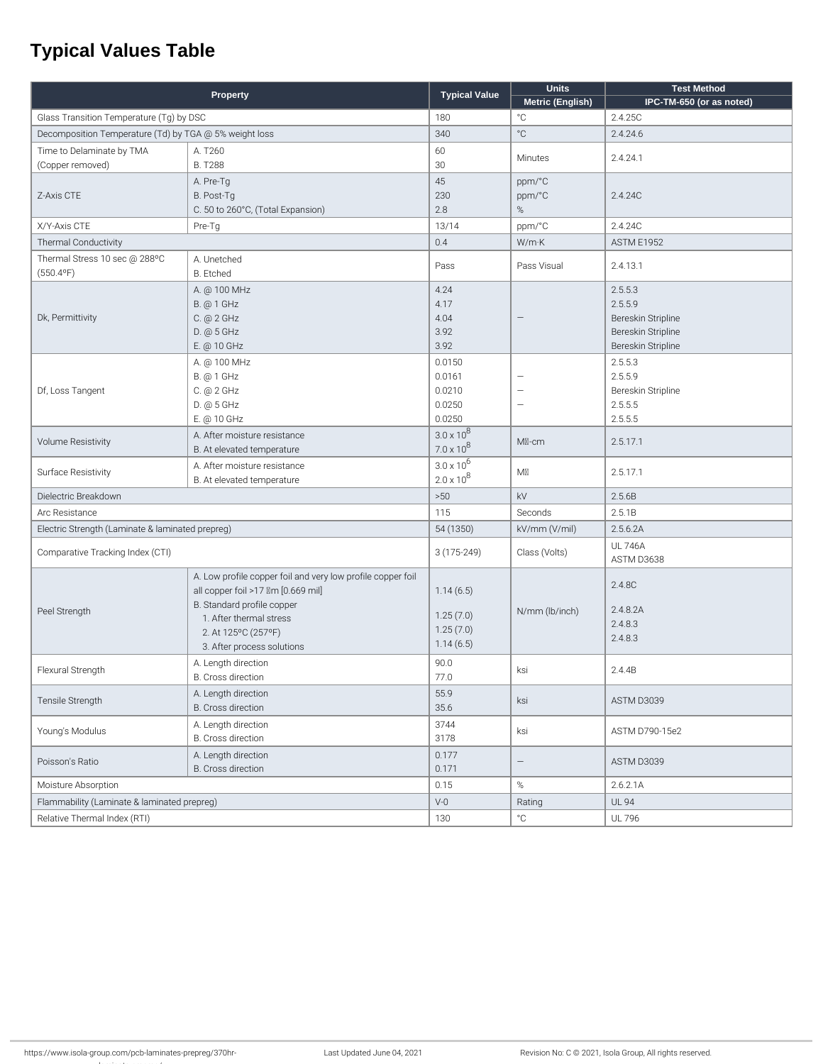# Typical Values Table

| Property | | Typical Value | Units | Test Method |
|---|---|---|---|---|
| | | | Metric (English) | IPC-TM-650 (or as noted) |
| Glass Transition Temperature (Tg) by DSC | | 180 | °C | 2.4.25C |
| Decomposition Temperature (Td) by TGA @ 5% weight loss | | 340 | °C | 2.4.24.6 |
| Time to Delaminate by TMA (Copper removed) | A. T260<br>B. T288 | 60<br>30 | Minutes | 2.4.24.1 |
| Z-Axis CTE | A. Pre-Tg<br>B. Post-Tg<br>C. 50 to 260°C, (Total Expansion) | 45<br>230<br>2.8 | ppm/°C<br>ppm/°C<br>% | 2.4.24C |
| X/Y-Axis CTE | Pre-Tg | 13/14 | ppm/°C | 2.4.24C |
| Thermal Conductivity | | 0.4 | W/m·K | ASTM E1952 |
| Thermal Stress 10 sec @ 288ºC (550.4ºF) | A. Unetched<br>B. Etched | Pass | Pass Visual | 2.4.13.1 |
| Dk, Permittivity | A. @ 100 MHz<br>B. @ 1 GHz<br>C. @ 2 GHz<br>D. @ 5 GHz<br>E. @ 10 GHz | 4.24<br>4.17<br>4.04<br>3.92<br>3.92 | — | 2.5.5.3<br>2.5.5.9<br>Bereskin Stripline<br>Bereskin Stripline<br>Bereskin Stripline |
| Df, Loss Tangent | A. @ 100 MHz<br>B. @ 1 GHz<br>C. @ 2 GHz<br>D. @ 5 GHz<br>E. @ 10 GHz | 0.0150<br>0.0161<br>0.0210<br>0.0250<br>0.0250 | —<br>—<br>— | 2.5.5.3<br>2.5.5.9<br>Bereskin Stripline<br>2.5.5.5<br>2.5.5.5 |
| Volume Resistivity | A. After moisture resistance<br>B. At elevated temperature | $3.0 \times 10^8$<br>$7.0 \times 10^8$ | MΩ-cm | 2.5.17.1 |
| Surface Resistivity | A. After moisture resistance<br>B. At elevated temperature | $3.0 \times 10^6$<br>$2.0 \times 10^8$ | MΩ | 2.5.17.1 |
| Dielectric Breakdown | | >50 | kV | 2.5.6B |
| Arc Resistance | | 115 | Seconds | 2.5.1B |
| Electric Strength (Laminate & laminated prepreg) | | 54 (1350) | kV/mm (V/mil) | 2.5.6.2A |
| Comparative Tracking Index (CTI) | | 3 (175-249) | Class (Volts) | UL 746A<br>ASTM D3638 |
| Peel Strength | A. Low profile copper foil and very low profile copper foil all copper foil >17 µm [0.669 mil]<br>B. Standard profile copper<br>1. After thermal stress<br>2. At 125ºC (257ºF)<br>3. After process solutions | 1.14 (6.5)<br><br>1.25 (7.0)<br>1.25 (7.0)<br>1.14 (6.5) | N/mm (lb/inch) | 2.4.8C<br><br>2.4.8.2A<br>2.4.8.3<br>2.4.8.3 |
| Flexural Strength | A. Length direction<br>B. Cross direction | 90.0<br>77.0 | ksi | 2.4.4B |
| Tensile Strength | A. Length direction<br>B. Cross direction | 55.9<br>35.6 | ksi | ASTM D3039 |
| Young's Modulus | A. Length direction<br>B. Cross direction | 3744<br>3178 | ksi | ASTM D790-15e2 |
| Poisson's Ratio | A. Length direction<br>B. Cross direction | 0.177<br>0.171 | — | ASTM D3039 |
| Moisture Absorption | | 0.15 | % | 2.6.2.1A |
| Flammability (Laminate & laminated prepreg) | | V-0 | Rating | UL 94 |
| Relative Thermal Index (RTI) | | 130 | °C | UL 796 |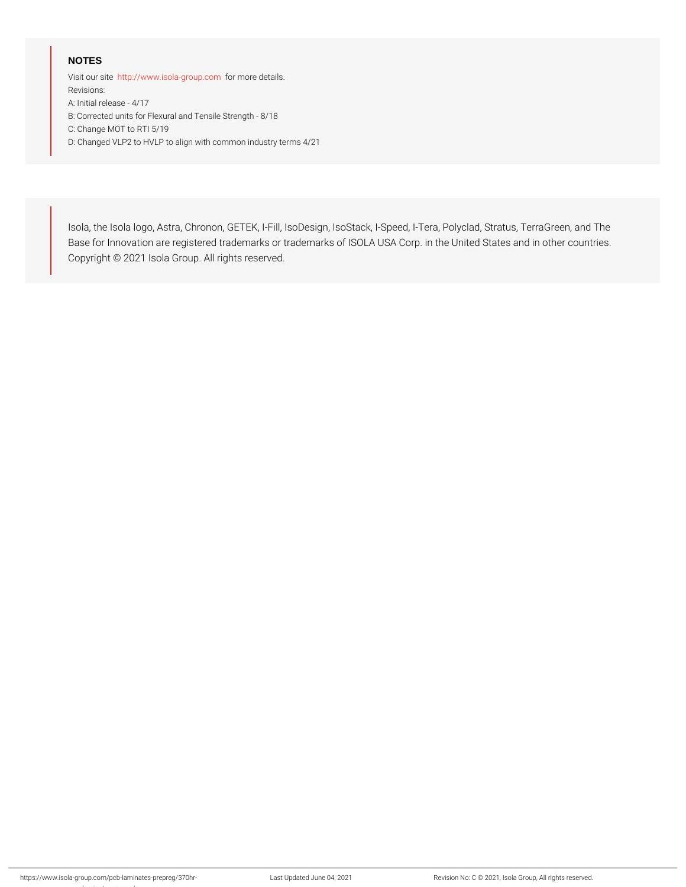## NOTES

Visit our site http://www.isola-group.com for more details.

Revisions:

A: Initial release - 4/17

B: Corrected units for Flexural and Tensile Strength - 8/18

C: Change MOT to RTI 5/19

D: Changed VLP2 to HVLP to align with common industry terms 4/21

Isola, the Isola logo, Astra, Chronon, GETEK, I-Fill, IsoDesign, IsoStack, I-Speed, I-Tera, Polyclad, Stratus, TerraGreen, and The Base for Innovation are registered trademarks or trademarks of ISOLA USA Corp. in the United States and in other countries. Copyright © 2021 Isola Group. All rights reserved.